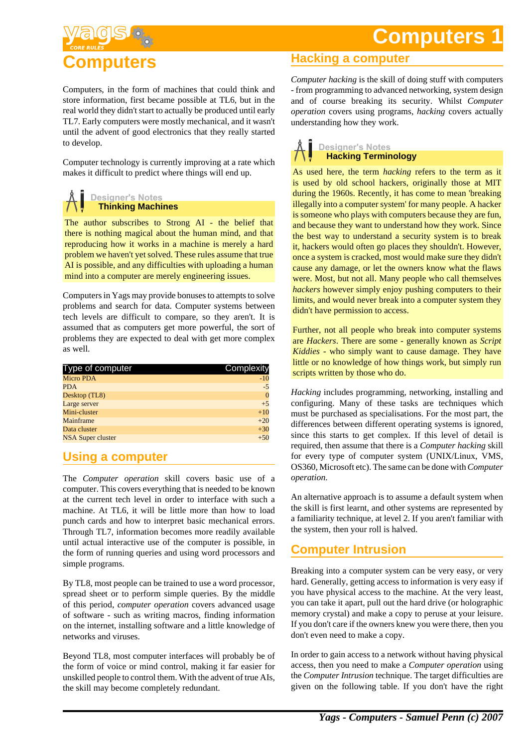# Computers

Computers, in the form of machines that could think and store information, first became possible at TL6, but in the real world they didn't start to actually be produced until early TL7. Early computers were mostly mechanical, and it wasn't until the advent of good electronics that they really started to develop.

Computer technology is currently improving at a rate which makes it difficult to predict where things will end up.

> **Designer's Notes**
> **Thinking Machines**
>
> The author subscribes to Strong AI - the belief that there is nothing magical about the human mind, and that reproducing how it works in a machine is merely a hard problem we haven't yet solved. These rules assume that true AI is possible, and any difficulties with uploading a human mind into a computer are merely engineering issues.

Computers in Yags may provide bonuses to attempts to solve problems and search for data. Computer systems between tech levels are difficult to compare, so they aren't. It is assumed that as computers get more powerful, the sort of problems they are expected to deal with get more complex as well.

| Type of computer | Complexity |
|---|---|
| Micro PDA | -10 |
| PDA | -5 |
| Desktop (TL8) | 0 |
| Large server | +5 |
| Mini-cluster | +10 |
| Mainframe | +20 |
| Data cluster | +30 |
| NSA Super cluster | +50 |

## Using a computer

The *Computer operation* skill covers basic use of a computer. This covers everything that is needed to be known at the current tech level in order to interface with such a machine. At TL6, it will be little more than how to load punch cards and how to interpret basic mechanical errors. Through TL7, information becomes more readily available until actual interactive use of the computer is possible, in the form of running queries and using word processors and simple programs.

By TL8, most people can be trained to use a word processor, spread sheet or to perform simple queries. By the middle of this period, *computer operation* covers advanced usage of software - such as writing macros, finding information on the internet, installing software and a little knowledge of networks and viruses.

Beyond TL8, most computer interfaces will probably be of the form of voice or mind control, making it far easier for unskilled people to control them. With the advent of true AIs, the skill may become completely redundant.

## Hacking a computer

*Computer hacking* is the skill of doing stuff with computers - from programming to advanced networking, system design and of course breaking its security. Whilst *Computer operation* covers using programs, *hacking* covers actually understanding how they work.

> **Designer's Notes**
> **Hacking Terminology**
>
> As used here, the term *hacking* refers to the term as it is used by old school hackers, originally those at MIT during the 1960s. Recently, it has come to mean 'breaking illegally into a computer system' for many people. A hacker is someone who plays with computers because they are fun, and because they want to understand how they work. Since the best way to understand a security system is to break it, hackers would often go places they shouldn't. However, once a system is cracked, most would make sure they didn't cause any damage, or let the owners know what the flaws were. Most, but not all. Many people who call themselves *hackers* however simply enjoy pushing computers to their limits, and would never break into a computer system they didn't have permission to access.
>
> Further, not all people who break into computer systems are *Hackers*. There are some - generally known as *Script Kiddies* - who simply want to cause damage. They have little or no knowledge of how things work, but simply run scripts written by those who do.

*Hacking* includes programming, networking, installing and configuring. Many of these tasks are techniques which must be purchased as specialisations. For the most part, the differences between different operating systems is ignored, since this starts to get complex. If this level of detail is required, then assume that there is a *Computer hacking* skill for every type of computer system (UNIX/Linux, VMS, OS360, Microsoft etc). The same can be done with *Computer operation*.

An alternative approach is to assume a default system when the skill is first learnt, and other systems are represented by a familiarity technique, at level 2. If you aren't familiar with the system, then your roll is halved.

## Computer Intrusion

Breaking into a computer system can be very easy, or very hard. Generally, getting access to information is very easy if you have physical access to the machine. At the very least, you can take it apart, pull out the hard drive (or holographic memory crystal) and make a copy to peruse at your leisure. If you don't care if the owners knew you were there, then you don't even need to make a copy.

In order to gain access to a network without having physical access, then you need to make a *Computer operation* using the *Computer Intrusion* technique. The target difficulties are given on the following table. If you don't have the right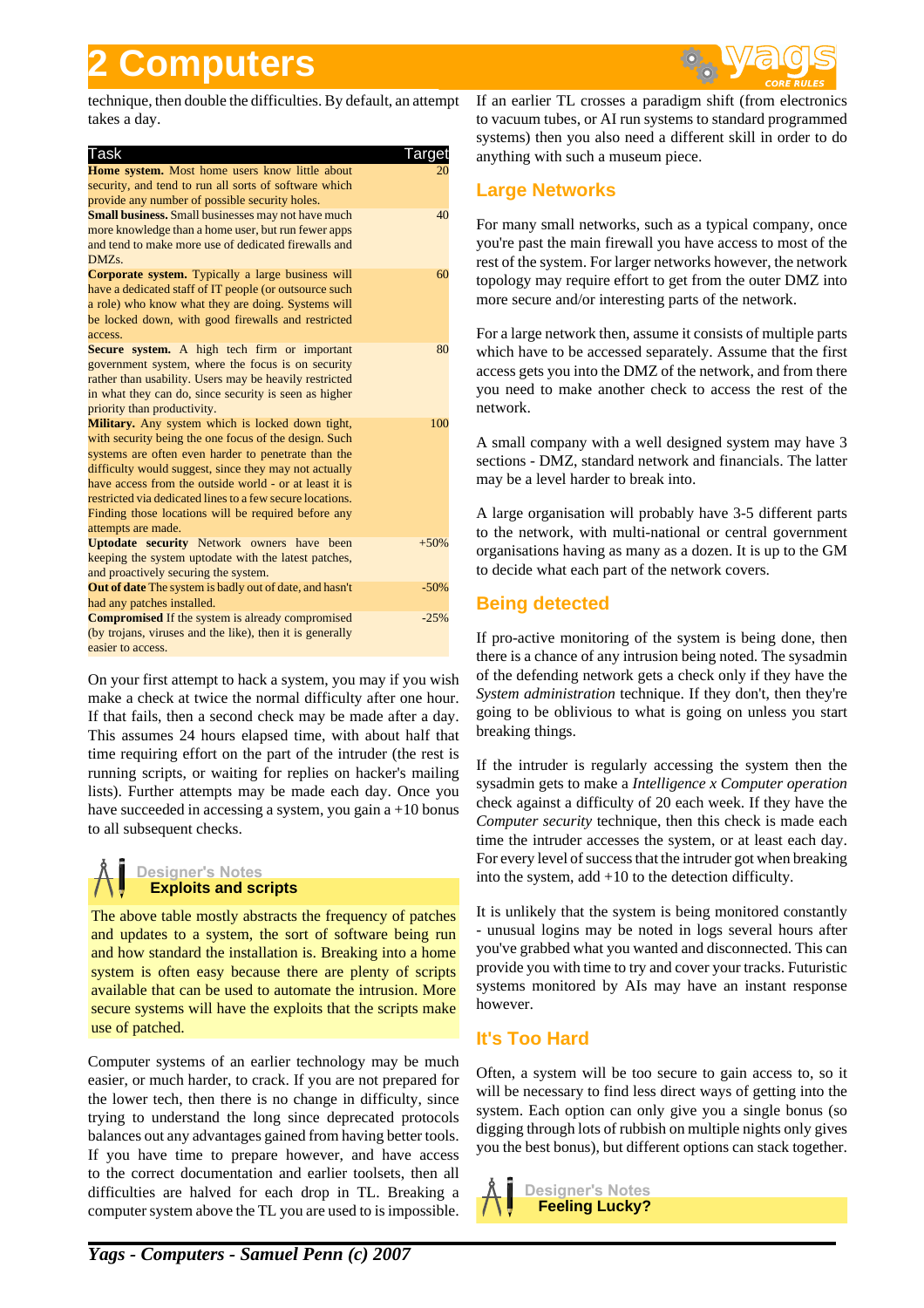technique, then double the difficulties. By default, an attempt takes a day.

| Task | Target |
|---|---|
| **Home system.** Most home users know little about security, and tend to run all sorts of software which provide any number of possible security holes. | 20 |
| **Small business.** Small businesses may not have much more knowledge than a home user, but run fewer apps and tend to make more use of dedicated firewalls and DMZs. | 40 |
| **Corporate system.** Typically a large business will have a dedicated staff of IT people (or outsource such a role) who know what they are doing. Systems will be locked down, with good firewalls and restricted access. | 60 |
| **Secure system.** A high tech firm or important government system, where the focus is on security rather than usability. Users may be heavily restricted in what they can do, since security is seen as higher priority than productivity. | 80 |
| **Military.** Any system which is locked down tight, with security being the one focus of the design. Such systems are often even harder to penetrate than the difficulty would suggest, since they may not actually have access from the outside world - or at least it is restricted via dedicated lines to a few secure locations. Finding those locations will be required before any attempts are made. | 100 |
| **Uptodate security** Network owners have been keeping the system uptodate with the latest patches, and proactively securing the system. | +50% |
| **Out of date** The system is badly out of date, and hasn't had any patches installed. | -50% |
| **Compromised** If the system is already compromised (by trojans, viruses and the like), then it is generally easier to access. | -25% |

On your first attempt to hack a system, you may if you wish make a check at twice the normal difficulty after one hour. If that fails, then a second check may be made after a day. This assumes 24 hours elapsed time, with about half that time requiring effort on the part of the intruder (the rest is running scripts, or waiting for replies on hacker's mailing lists). Further attempts may be made each day. Once you have succeeded in accessing a system, you gain a +10 bonus to all subsequent checks.

> Designer's Notes
> **Exploits and scripts**
>
> The above table mostly abstracts the frequency of patches and updates to a system, the sort of software being run and how standard the installation is. Breaking into a home system is often easy because there are plenty of scripts available that can be used to automate the intrusion. More secure systems will have the exploits that the scripts make use of patched.

Computer systems of an earlier technology may be much easier, or much harder, to crack. If you are not prepared for the lower tech, then there is no change in difficulty, since trying to understand the long since deprecated protocols balances out any advantages gained from having better tools. If you have time to prepare however, and have access to the correct documentation and earlier toolsets, then all difficulties are halved for each drop in TL. Breaking a computer system above the TL you are used to is impossible.

If an earlier TL crosses a paradigm shift (from electronics to vacuum tubes, or AI run systems to standard programmed systems) then you also need a different skill in order to do anything with such a museum piece.

## Large Networks

For many small networks, such as a typical company, once you're past the main firewall you have access to most of the rest of the system. For larger networks however, the network topology may require effort to get from the outer DMZ into more secure and/or interesting parts of the network.

For a large network then, assume it consists of multiple parts which have to be accessed separately. Assume that the first access gets you into the DMZ of the network, and from there you need to make another check to access the rest of the network.

A small company with a well designed system may have 3 sections - DMZ, standard network and financials. The latter may be a level harder to break into.

A large organisation will probably have 3-5 different parts to the network, with multi-national or central government organisations having as many as a dozen. It is up to the GM to decide what each part of the network covers.

## Being detected

If pro-active monitoring of the system is being done, then there is a chance of any intrusion being noted. The sysadmin of the defending network gets a check only if they have the *System administration* technique. If they don't, then they're going to be oblivious to what is going on unless you start breaking things.

If the intruder is regularly accessing the system then the sysadmin gets to make a *Intelligence x Computer operation* check against a difficulty of 20 each week. If they have the *Computer security* technique, then this check is made each time the intruder accesses the system, or at least each day. For every level of success that the intruder got when breaking into the system, add +10 to the detection difficulty.

It is unlikely that the system is being monitored constantly - unusual logins may be noted in logs several hours after you've grabbed what you wanted and disconnected. This can provide you with time to try and cover your tracks. Futuristic systems monitored by AIs may have an instant response however.

## It's Too Hard

Often, a system will be too secure to gain access to, so it will be necessary to find less direct ways of getting into the system. Each option can only give you a single bonus (so digging through lots of rubbish on multiple nights only gives you the best bonus), but different options can stack together.

> Designer's Notes
> **Feeling Lucky?**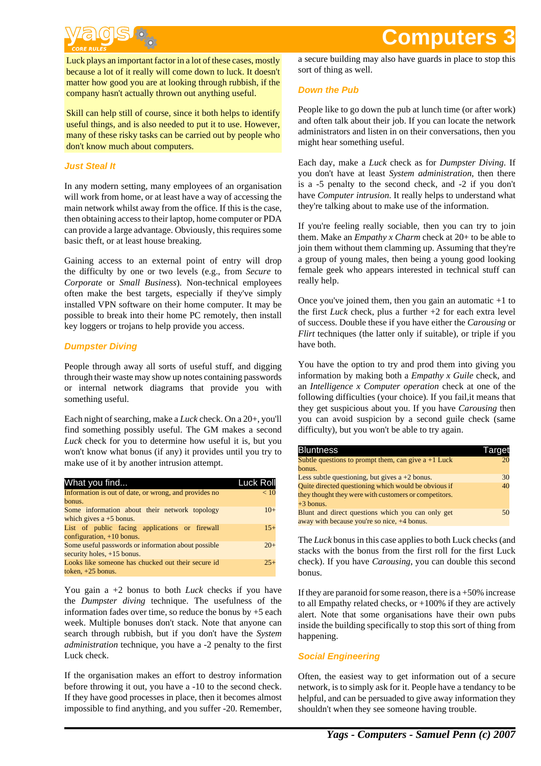Luck plays an important factor in a lot of these cases, mostly because a lot of it really will come down to luck. It doesn't matter how good you are at looking through rubbish, if the company hasn't actually thrown out anything useful.

Skill can help still of course, since it both helps to identify useful things, and is also needed to put it to use. However, many of these risky tasks can be carried out by people who don't know much about computers.

### Just Steal It

In any modern setting, many employees of an organisation will work from home, or at least have a way of accessing the main network whilst away from the office. If this is the case, then obtaining access to their laptop, home computer or PDA can provide a large advantage. Obviously, this requires some basic theft, or at least house breaking.

Gaining access to an external point of entry will drop the difficulty by one or two levels (e.g., from *Secure* to *Corporate* or *Small Business*). Non-technical employees often make the best targets, especially if they've simply installed VPN software on their home computer. It may be possible to break into their home PC remotely, then install key loggers or trojans to help provide you access.

### Dumpster Diving

People through away all sorts of useful stuff, and digging through their waste may show up notes containing passwords or internal network diagrams that provide you with something useful.

Each night of searching, make a *Luck* check. On a 20+, you'll find something possibly useful. The GM makes a second *Luck* check for you to determine how useful it is, but you won't know what bonus (if any) it provides until you try to make use of it by another intrusion attempt.

| What you find... | Luck Roll |
|---|---|
| Information is out of date, or wrong, and provides no bonus. | < 10 |
| Some information about their network topology which gives a +5 bonus. | 10+ |
| List of public facing applications or firewall configuration, +10 bonus. | 15+ |
| Some useful passwords or information about possible security holes, +15 bonus. | 20+ |
| Looks like someone has chucked out their secure id token, +25 bonus. | 25+ |

You gain a +2 bonus to both *Luck* checks if you have the *Dumpster diving* technique. The usefulness of the information fades over time, so reduce the bonus by +5 each week. Multiple bonuses don't stack. Note that anyone can search through rubbish, but if you don't have the *System administration* technique, you have a -2 penalty to the first Luck check.

If the organisation makes an effort to destroy information before throwing it out, you have a -10 to the second check. If they have good processes in place, then it becomes almost impossible to find anything, and you suffer -20. Remember, a secure building may also have guards in place to stop this sort of thing as well.

### Down the Pub

People like to go down the pub at lunch time (or after work) and often talk about their job. If you can locate the network administrators and listen in on their conversations, then you might hear something useful.

Each day, make a *Luck* check as for *Dumpster Diving*. If you don't have at least *System administration*, then there is a -5 penalty to the second check, and -2 if you don't have *Computer intrusion*. It really helps to understand what they're talking about to make use of the information.

If you're feeling really sociable, then you can try to join them. Make an *Empathy x Charm* check at 20+ to be able to join them without them clamming up. Assuming that they're a group of young males, then being a young good looking female geek who appears interested in technical stuff can really help.

Once you've joined them, then you gain an automatic +1 to the first *Luck* check, plus a further +2 for each extra level of success. Double these if you have either the *Carousing* or *Flirt* techniques (the latter only if suitable), or triple if you have both.

You have the option to try and prod them into giving you information by making both a *Empathy x Guile* check, and an *Intelligence x Computer operation* check at one of the following difficulties (your choice). If you fail,it means that they get suspicious about you. If you have *Carousing* then you can avoid suspicion by a second guile check (same difficulty), but you won't be able to try again.

| Bluntness | Target |
|---|---|
| Subtle questions to prompt them, can give a +1 Luck bonus. | 20 |
| Less subtle questioning, but gives a +2 bonus. | 30 |
| Quite directed questioning which would be obvious if they thought they were with customers or competitors. +3 bonus. | 40 |
| Blunt and direct questions which you can only get away with because you're so nice, +4 bonus. | 50 |

The *Luck* bonus in this case applies to both Luck checks (and stacks with the bonus from the first roll for the first Luck check). If you have *Carousing*, you can double this second bonus.

If they are paranoid for some reason, there is a +50% increase to all Empathy related checks, or +100% if they are actively alert. Note that some organisations have their own pubs inside the building specifically to stop this sort of thing from happening.

### Social Engineering

Often, the easiest way to get information out of a secure network, is to simply ask for it. People have a tendency to be helpful, and can be persuaded to give away information they shouldn't when they see someone having trouble.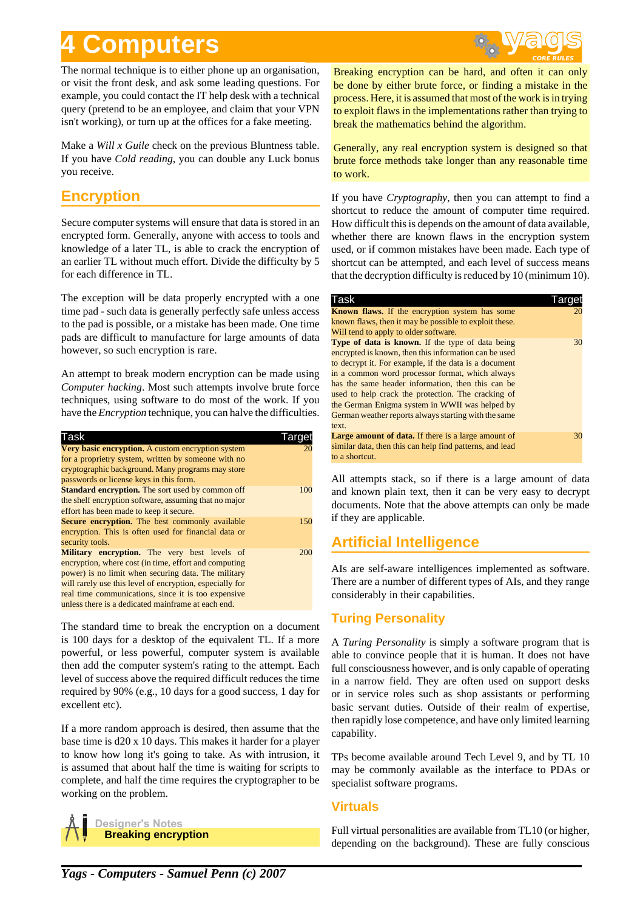# 4 Computers

The normal technique is to either phone up an organisation, or visit the front desk, and ask some leading questions. For example, you could contact the IT help desk with a technical query (pretend to be an employee, and claim that your VPN isn't working), or turn up at the offices for a fake meeting.

Make a *Will x Guile* check on the previous Bluntness table. If you have *Cold reading*, you can double any Luck bonus you receive.

## Encryption

Secure computer systems will ensure that data is stored in an encrypted form. Generally, anyone with access to tools and knowledge of a later TL, is able to crack the encryption of an earlier TL without much effort. Divide the difficulty by 5 for each difference in TL.

The exception will be data properly encrypted with a one time pad - such data is generally perfectly safe unless access to the pad is possible, or a mistake has been made. One time pads are difficult to manufacture for large amounts of data however, so such encryption is rare.

An attempt to break modern encryption can be made using *Computer hacking*. Most such attempts involve brute force techniques, using software to do most of the work. If you have the *Encryption* technique, you can halve the difficulties.

| Task | Target |
|---|---|
| **Very basic encryption.** A custom encryption system for a proprietry system, written by someone with no cryptographic background. Many programs may store passwords or license keys in this form. | 20 |
| **Standard encryption.** The sort used by common off the shelf encryption software, assuming that no major effort has been made to keep it secure. | 100 |
| **Secure encryption.** The best commonly available encryption. This is often used for financial data or security tools. | 150 |
| **Military encryption.** The very best levels of encryption, where cost (in time, effort and computing power) is no limit when securing data. The military will rarely use this level of encryption, especially for real time communications, since it is too expensive unless there is a dedicated mainframe at each end. | 200 |

The standard time to break the encryption on a document is 100 days for a desktop of the equivalent TL. If a more powerful, or less powerful, computer system is available then add the computer system's rating to the attempt. Each level of success above the required difficult reduces the time required by 90% (e.g., 10 days for a good success, 1 day for excellent etc).

If a more random approach is desired, then assume that the base time is d20 x 10 days. This makes it harder for a player to know how long it's going to take. As with intrusion, it is assumed that about half the time is waiting for scripts to complete, and half the time requires the cryptographer to be working on the problem.

Designer's Notes
**Breaking encryption**

Breaking encryption can be hard, and often it can only be done by either brute force, or finding a mistake in the process. Here, it is assumed that most of the work is in trying to exploit flaws in the implementations rather than trying to break the mathematics behind the algorithm.

Generally, any real encryption system is designed so that brute force methods take longer than any reasonable time to work.

If you have *Cryptography*, then you can attempt to find a shortcut to reduce the amount of computer time required. How difficult this is depends on the amount of data available, whether there are known flaws in the encryption system used, or if common mistakes have been made. Each type of shortcut can be attempted, and each level of success means that the decryption difficulty is reduced by 10 (minimum 10).

| Task | Target |
|---|---|
| **Known flaws.** If the encryption system has some known flaws, then it may be possible to exploit these. Will tend to apply to older software. | 20 |
| **Type of data is known.** If the type of data being encrypted is known, then this information can be used to decrypt it. For example, if the data is a document in a common word processor format, which always has the same header information, then this can be used to help crack the protection. The cracking of the German Enigma system in WWII was helped by German weather reports always starting with the same text. | 30 |
| **Large amount of data.** If there is a large amount of similar data, then this can help find patterns, and lead to a shortcut. | 30 |

All attempts stack, so if there is a large amount of data and known plain text, then it can be very easy to decrypt documents. Note that the above attempts can only be made if they are applicable.

## Artificial Intelligence

AIs are self-aware intelligences implemented as software. There are a number of different types of AIs, and they range considerably in their capabilities.

### Turing Personality

A *Turing Personality* is simply a software program that is able to convince people that it is human. It does not have full consciousness however, and is only capable of operating in a narrow field. They are often used on support desks or in service roles such as shop assistants or performing basic servant duties. Outside of their realm of expertise, then rapidly lose competence, and have only limited learning capability.

TPs become available around Tech Level 9, and by TL 10 may be commonly available as the interface to PDAs or specialist software programs.

### Virtuals

Full virtual personalities are available from TL10 (or higher, depending on the background). These are fully conscious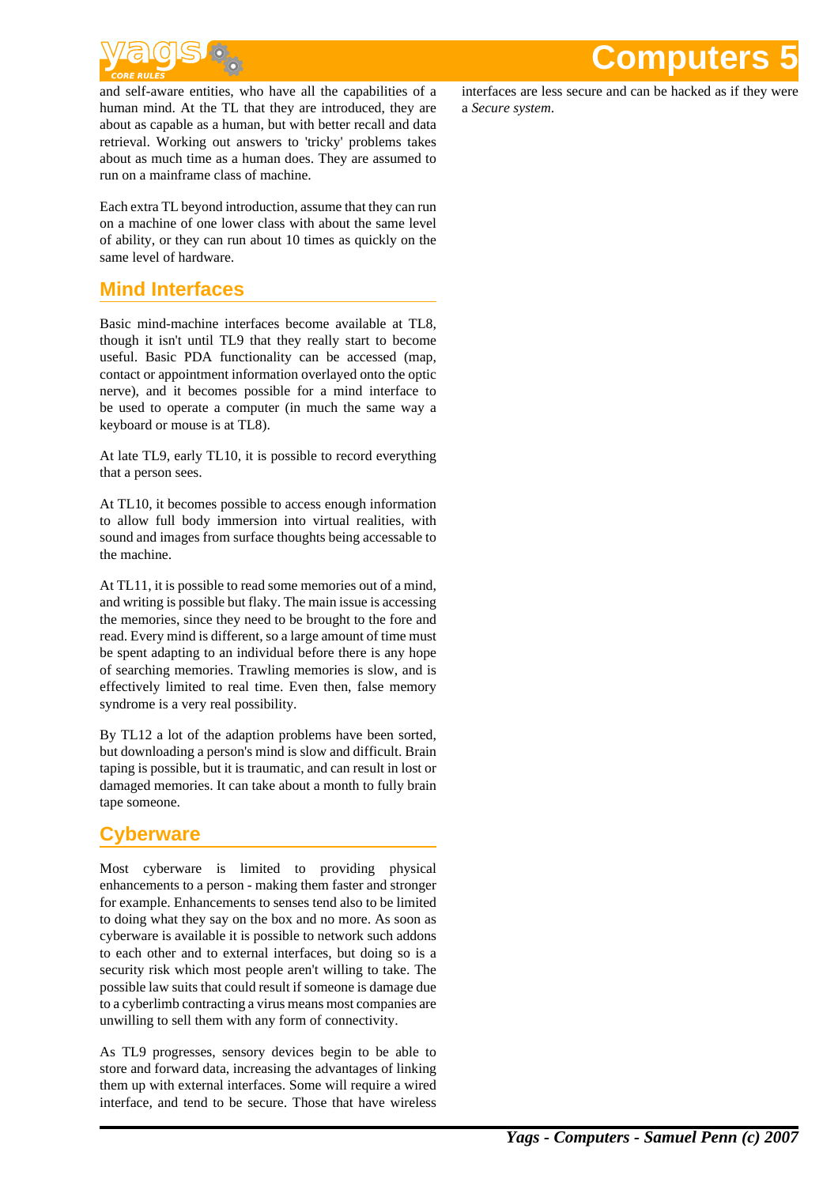and self-aware entities, who have all the capabilities of a human mind. At the TL that they are introduced, they are about as capable as a human, but with better recall and data retrieval. Working out answers to 'tricky' problems takes about as much time as a human does. They are assumed to run on a mainframe class of machine.

Each extra TL beyond introduction, assume that they can run on a machine of one lower class with about the same level of ability, or they can run about 10 times as quickly on the same level of hardware.

## Mind Interfaces

Basic mind-machine interfaces become available at TL8, though it isn't until TL9 that they really start to become useful. Basic PDA functionality can be accessed (map, contact or appointment information overlayed onto the optic nerve), and it becomes possible for a mind interface to be used to operate a computer (in much the same way a keyboard or mouse is at TL8).

At late TL9, early TL10, it is possible to record everything that a person sees.

At TL10, it becomes possible to access enough information to allow full body immersion into virtual realities, with sound and images from surface thoughts being accessable to the machine.

At TL11, it is possible to read some memories out of a mind, and writing is possible but flaky. The main issue is accessing the memories, since they need to be brought to the fore and read. Every mind is different, so a large amount of time must be spent adapting to an individual before there is any hope of searching memories. Trawling memories is slow, and is effectively limited to real time. Even then, false memory syndrome is a very real possibility.

By TL12 a lot of the adaption problems have been sorted, but downloading a person's mind is slow and difficult. Brain taping is possible, but it is traumatic, and can result in lost or damaged memories. It can take about a month to fully brain tape someone.

## Cyberware

Most cyberware is limited to providing physical enhancements to a person - making them faster and stronger for example. Enhancements to senses tend also to be limited to doing what they say on the box and no more. As soon as cyberware is available it is possible to network such addons to each other and to external interfaces, but doing so is a security risk which most people aren't willing to take. The possible law suits that could result if someone is damage due to a cyberlimb contracting a virus means most companies are unwilling to sell them with any form of connectivity.

As TL9 progresses, sensory devices begin to be able to store and forward data, increasing the advantages of linking them up with external interfaces. Some will require a wired interface, and tend to be secure. Those that have wireless interfaces are less secure and can be hacked as if they were a *Secure system*.